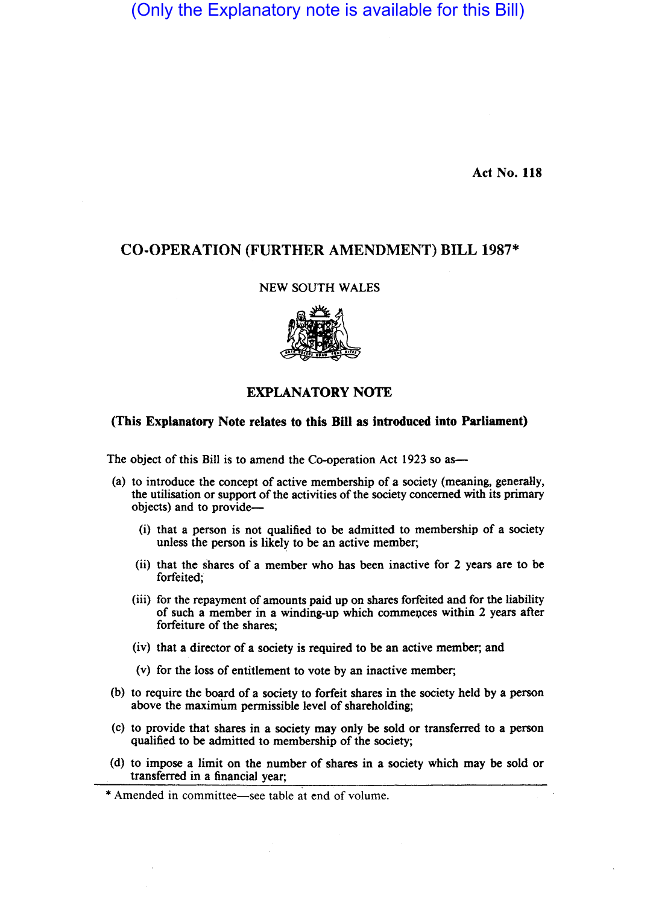(Only the Explanatory note is available for this Bill)

Act No. 118

# CO-OPERATION (FURTHER AMENDMENT) BILL 1987*

NEW SOUTH WALES

## EXPLANATORY NOTE

**(This Explanatory Note relates to this Bill as introduced into Parliament)**

The object of this Bill is to amend the Co-operation Act 1923 so as—

(a) to introduce the concept of active membership of a society (meaning, generally, the utilisation or support of the activities of the society concerned with its primary objects) and to provide—

  (i) that a person is not qualified to be admitted to membership of a society unless the person is likely to be an active member;

  (ii) that the shares of a member who has been inactive for 2 years are to be forfeited;

  (iii) for the repayment of amounts paid up on shares forfeited and for the liability of such a member in a winding-up which commences within 2 years after forfeiture of the shares;

  (iv) that a director of a society is required to be an active member; and

  (v) for the loss of entitlement to vote by an inactive member;

(b) to require the board of a society to forfeit shares in the society held by a person above the maximum permissible level of shareholding;

(c) to provide that shares in a society may only be sold or transferred to a person qualified to be admitted to membership of the society;

(d) to impose a limit on the number of shares in a society which may be sold or transferred in a financial year;

* Amended in committee—see table at end of volume.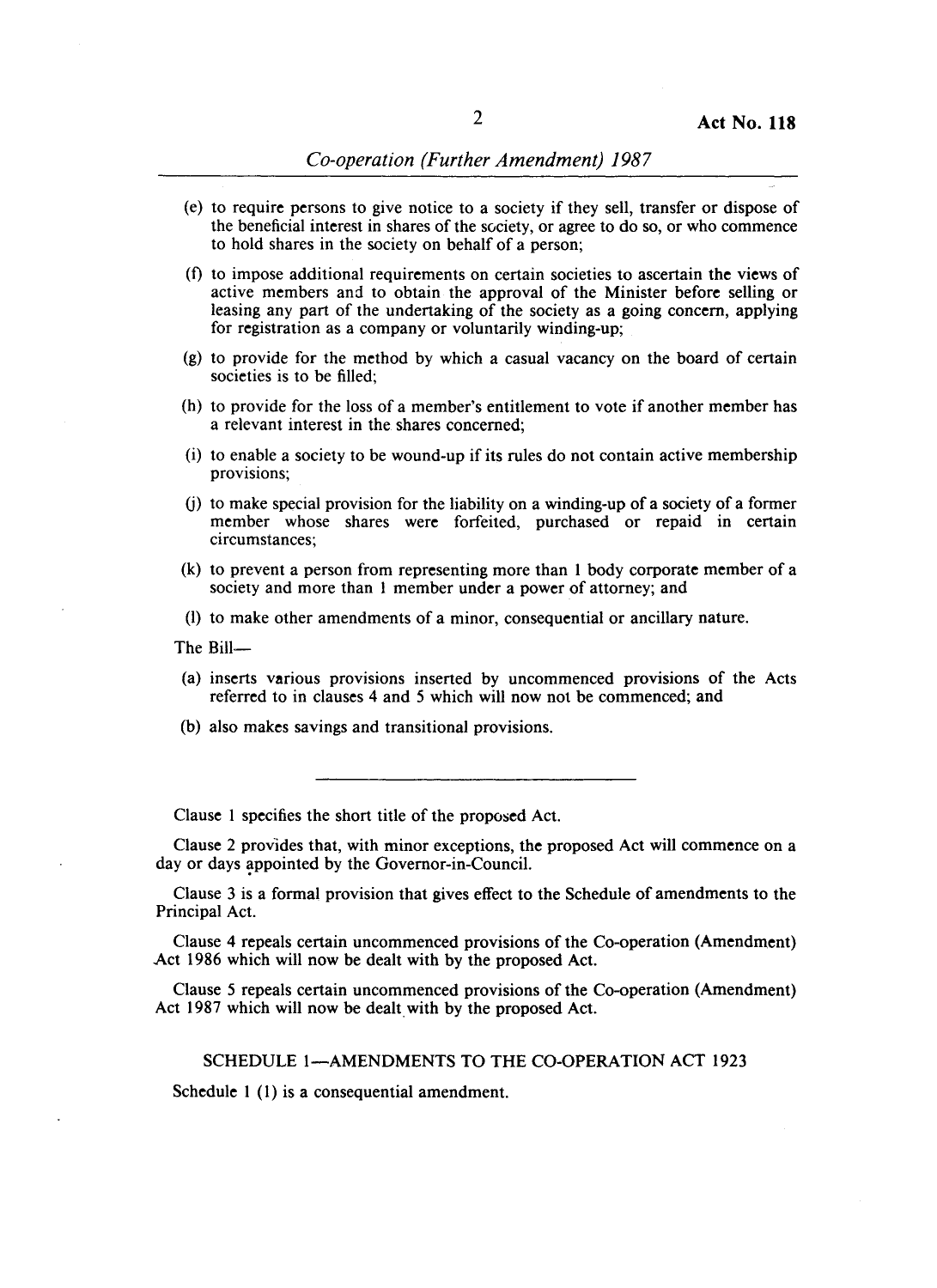(e) to require persons to give notice to a society if they sell, transfer or dispose of the beneficial interest in shares of the society, or agree to do so, or who commence to hold shares in the society on behalf of a person;

(f) to impose additional requirements on certain societies to ascertain the views of active members and to obtain the approval of the Minister before selling or leasing any part of the undertaking of the society as a going concern, applying for registration as a company or voluntarily winding-up;

(g) to provide for the method by which a casual vacancy on the board of certain societies is to be filled;

(h) to provide for the loss of a member's entitlement to vote if another member has a relevant interest in the shares concerned;

(i) to enable a society to be wound-up if its rules do not contain active membership provisions;

(j) to make special provision for the liability on a winding-up of a society of a former member whose shares were forfeited, purchased or repaid in certain circumstances;

(k) to prevent a person from representing more than 1 body corporate member of a society and more than 1 member under a power of attorney; and

(l) to make other amendments of a minor, consequential or ancillary nature.

The Bill—

(a) inserts various provisions inserted by uncommenced provisions of the Acts referred to in clauses 4 and 5 which will now not be commenced; and

(b) also makes savings and transitional provisions.

---

Clause 1 specifies the short title of the proposed Act.

Clause 2 provides that, with minor exceptions, the proposed Act will commence on a day or days appointed by the Governor-in-Council.

Clause 3 is a formal provision that gives effect to the Schedule of amendments to the Principal Act.

Clause 4 repeals certain uncommenced provisions of the Co-operation (Amendment) Act 1986 which will now be dealt with by the proposed Act.

Clause 5 repeals certain uncommenced provisions of the Co-operation (Amendment) Act 1987 which will now be dealt with by the proposed Act.

## SCHEDULE 1—AMENDMENTS TO THE CO-OPERATION ACT 1923

Schedule 1 (1) is a consequential amendment.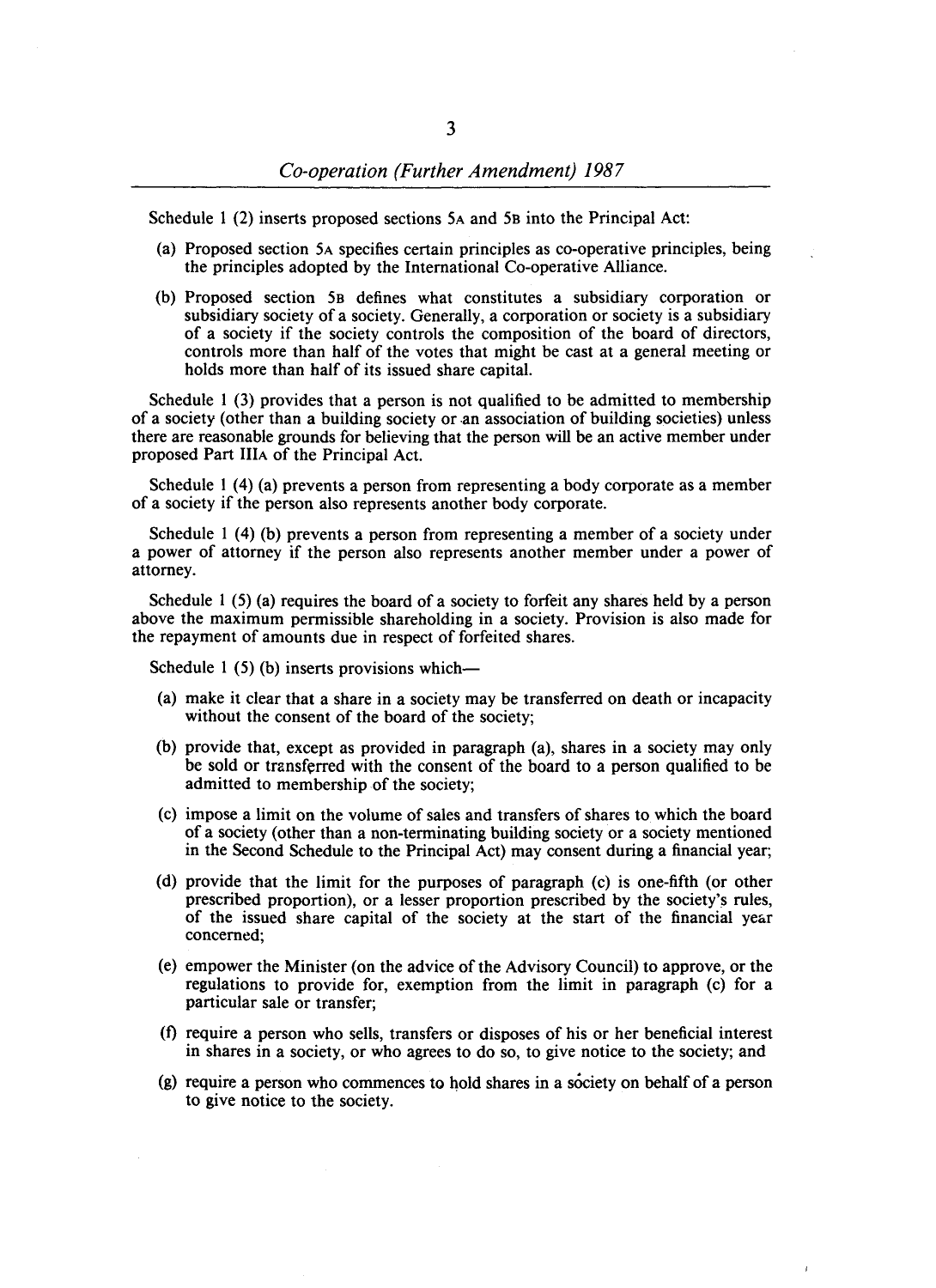Schedule 1 (2) inserts proposed sections 5A and 5B into the Principal Act:

(a) Proposed section 5A specifies certain principles as co-operative principles, being the principles adopted by the International Co-operative Alliance.

(b) Proposed section 5B defines what constitutes a subsidiary corporation or subsidiary society of a society. Generally, a corporation or society is a subsidiary of a society if the society controls the composition of the board of directors, controls more than half of the votes that might be cast at a general meeting or holds more than half of its issued share capital.

Schedule 1 (3) provides that a person is not qualified to be admitted to membership of a society (other than a building society or an association of building societies) unless there are reasonable grounds for believing that the person will be an active member under proposed Part IIIA of the Principal Act.

Schedule 1 (4) (a) prevents a person from representing a body corporate as a member of a society if the person also represents another body corporate.

Schedule 1 (4) (b) prevents a person from representing a member of a society under a power of attorney if the person also represents another member under a power of attorney.

Schedule 1 (5) (a) requires the board of a society to forfeit any shares held by a person above the maximum permissible shareholding in a society. Provision is also made for the repayment of amounts due in respect of forfeited shares.

Schedule 1 (5) (b) inserts provisions which—

(a) make it clear that a share in a society may be transferred on death or incapacity without the consent of the board of the society;

(b) provide that, except as provided in paragraph (a), shares in a society may only be sold or transferred with the consent of the board to a person qualified to be admitted to membership of the society;

(c) impose a limit on the volume of sales and transfers of shares to which the board of a society (other than a non-terminating building society or a society mentioned in the Second Schedule to the Principal Act) may consent during a financial year;

(d) provide that the limit for the purposes of paragraph (c) is one-fifth (or other prescribed proportion), or a lesser proportion prescribed by the society's rules, of the issued share capital of the society at the start of the financial year concerned;

(e) empower the Minister (on the advice of the Advisory Council) to approve, or the regulations to provide for, exemption from the limit in paragraph (c) for a particular sale or transfer;

(f) require a person who sells, transfers or disposes of his or her beneficial interest in shares in a society, or who agrees to do so, to give notice to the society; and

(g) require a person who commences to hold shares in a society on behalf of a person to give notice to the society.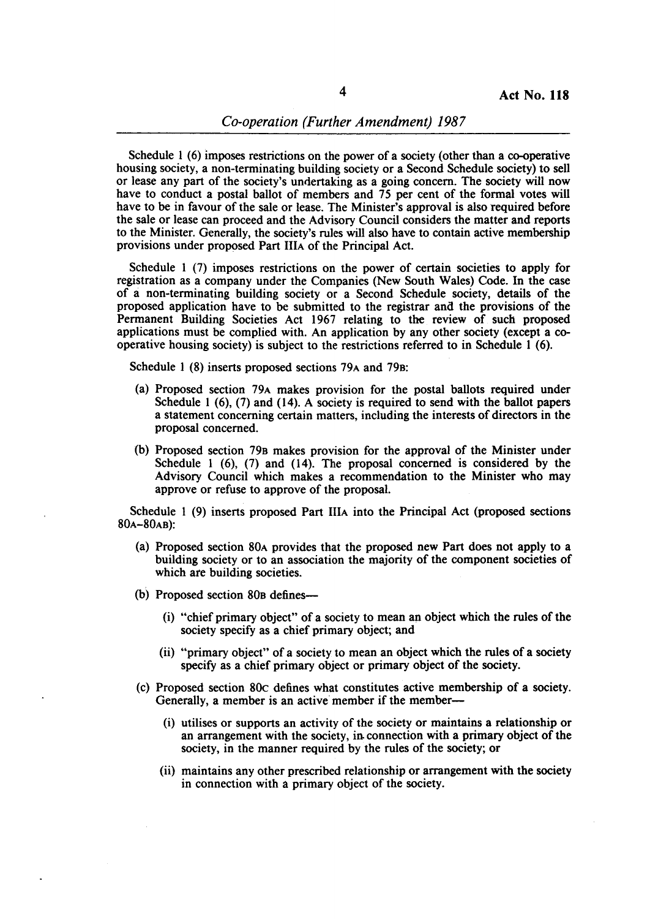Schedule 1 (6) imposes restrictions on the power of a society (other than a co-operative housing society, a non-terminating building society or a Second Schedule society) to sell or lease any part of the society's undertaking as a going concern. The society will now have to conduct a postal ballot of members and 75 per cent of the formal votes will have to be in favour of the sale or lease. The Minister's approval is also required before the sale or lease can proceed and the Advisory Council considers the matter and reports to the Minister. Generally, the society's rules will also have to contain active membership provisions under proposed Part IIIA of the Principal Act.

Schedule 1 (7) imposes restrictions on the power of certain societies to apply for registration as a company under the Companies (New South Wales) Code. In the case of a non-terminating building society or a Second Schedule society, details of the proposed application have to be submitted to the registrar and the provisions of the Permanent Building Societies Act 1967 relating to the review of such proposed applications must be complied with. An application by any other society (except a co-operative housing society) is subject to the restrictions referred to in Schedule 1 (6).

Schedule 1 (8) inserts proposed sections 79A and 79B:

(a) Proposed section 79A makes provision for the postal ballots required under Schedule 1 (6), (7) and (14). A society is required to send with the ballot papers a statement concerning certain matters, including the interests of directors in the proposal concerned.

(b) Proposed section 79B makes provision for the approval of the Minister under Schedule 1 (6), (7) and (14). The proposal concerned is considered by the Advisory Council which makes a recommendation to the Minister who may approve or refuse to approve of the proposal.

Schedule 1 (9) inserts proposed Part IIIA into the Principal Act (proposed sections 80A–80AB):

(a) Proposed section 80A provides that the proposed new Part does not apply to a building society or to an association the majority of the component societies of which are building societies.

(b) Proposed section 80B defines—

  (i) "chief primary object" of a society to mean an object which the rules of the society specify as a chief primary object; and

  (ii) "primary object" of a society to mean an object which the rules of a society specify as a chief primary object or primary object of the society.

(c) Proposed section 80C defines what constitutes active membership of a society. Generally, a member is an active member if the member—

  (i) utilises or supports an activity of the society or maintains a relationship or an arrangement with the society, in connection with a primary object of the society, in the manner required by the rules of the society; or

  (ii) maintains any other prescribed relationship or arrangement with the society in connection with a primary object of the society.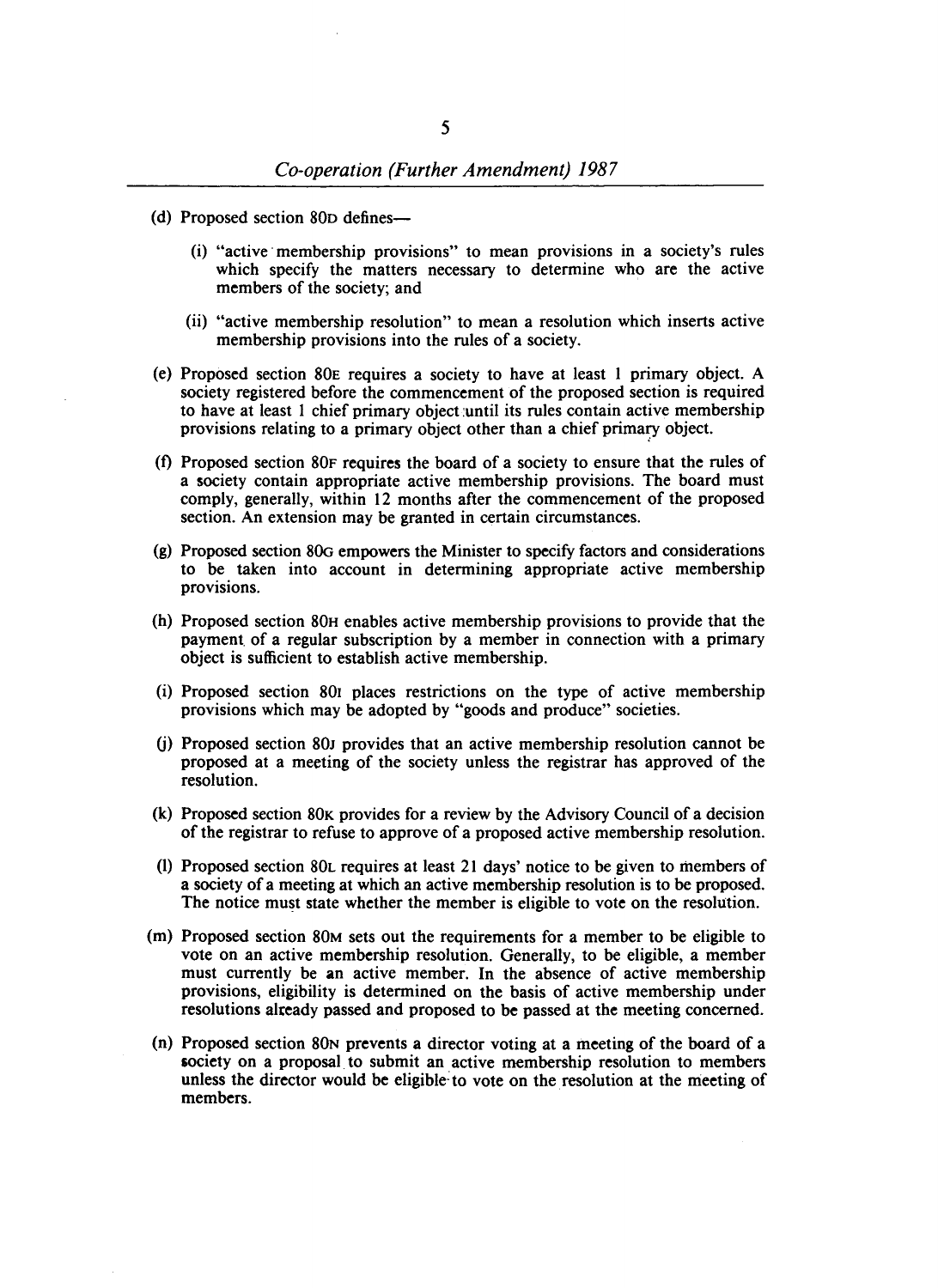(d) Proposed section 80D defines—

   (i) "active membership provisions" to mean provisions in a society's rules which specify the matters necessary to determine who are the active members of the society; and

   (ii) "active membership resolution" to mean a resolution which inserts active membership provisions into the rules of a society.

(e) Proposed section 80E requires a society to have at least 1 primary object. A society registered before the commencement of the proposed section is required to have at least 1 chief primary object until its rules contain active membership provisions relating to a primary object other than a chief primary object.

(f) Proposed section 80F requires the board of a society to ensure that the rules of a society contain appropriate active membership provisions. The board must comply, generally, within 12 months after the commencement of the proposed section. An extension may be granted in certain circumstances.

(g) Proposed section 80G empowers the Minister to specify factors and considerations to be taken into account in determining appropriate active membership provisions.

(h) Proposed section 80H enables active membership provisions to provide that the payment of a regular subscription by a member in connection with a primary object is sufficient to establish active membership.

(i) Proposed section 80I places restrictions on the type of active membership provisions which may be adopted by "goods and produce" societies.

(j) Proposed section 80J provides that an active membership resolution cannot be proposed at a meeting of the society unless the registrar has approved of the resolution.

(k) Proposed section 80K provides for a review by the Advisory Council of a decision of the registrar to refuse to approve of a proposed active membership resolution.

(l) Proposed section 80L requires at least 21 days' notice to be given to members of a society of a meeting at which an active membership resolution is to be proposed. The notice must state whether the member is eligible to vote on the resolution.

(m) Proposed section 80M sets out the requirements for a member to be eligible to vote on an active membership resolution. Generally, to be eligible, a member must currently be an active member. In the absence of active membership provisions, eligibility is determined on the basis of active membership under resolutions already passed and proposed to be passed at the meeting concerned.

(n) Proposed section 80N prevents a director voting at a meeting of the board of a society on a proposal to submit an active membership resolution to members unless the director would be eligible to vote on the resolution at the meeting of members.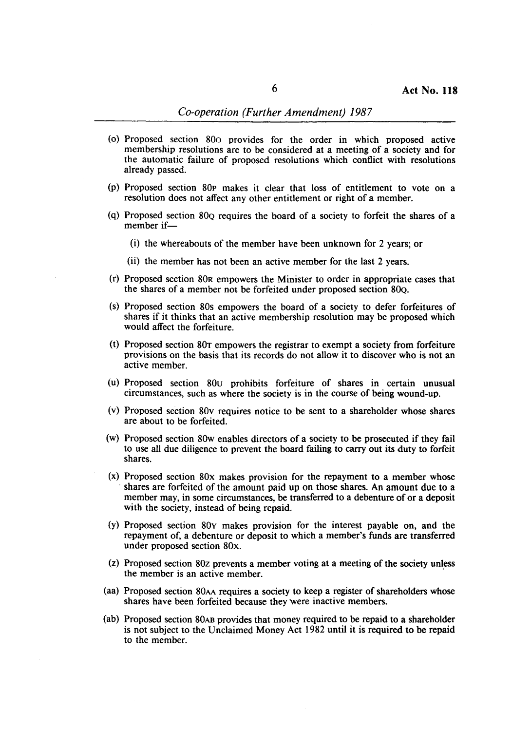(o) Proposed section 80O provides for the order in which proposed active membership resolutions are to be considered at a meeting of a society and for the automatic failure of proposed resolutions which conflict with resolutions already passed.

(p) Proposed section 80P makes it clear that loss of entitlement to vote on a resolution does not affect any other entitlement or right of a member.

(q) Proposed section 80Q requires the board of a society to forfeit the shares of a member if—

  (i) the whereabouts of the member have been unknown for 2 years; or

  (ii) the member has not been an active member for the last 2 years.

(r) Proposed section 80R empowers the Minister to order in appropriate cases that the shares of a member not be forfeited under proposed section 80Q.

(s) Proposed section 80S empowers the board of a society to defer forfeitures of shares if it thinks that an active membership resolution may be proposed which would affect the forfeiture.

(t) Proposed section 80T empowers the registrar to exempt a society from forfeiture provisions on the basis that its records do not allow it to discover who is not an active member.

(u) Proposed section 80U prohibits forfeiture of shares in certain unusual circumstances, such as where the society is in the course of being wound-up.

(v) Proposed section 80V requires notice to be sent to a shareholder whose shares are about to be forfeited.

(w) Proposed section 80W enables directors of a society to be prosecuted if they fail to use all due diligence to prevent the board failing to carry out its duty to forfeit shares.

(x) Proposed section 80X makes provision for the repayment to a member whose shares are forfeited of the amount paid up on those shares. An amount due to a member may, in some circumstances, be transferred to a debenture of or a deposit with the society, instead of being repaid.

(y) Proposed section 80Y makes provision for the interest payable on, and the repayment of, a debenture or deposit to which a member's funds are transferred under proposed section 80X.

(z) Proposed section 80Z prevents a member voting at a meeting of the society unless the member is an active member.

(aa) Proposed section 80AA requires a society to keep a register of shareholders whose shares have been forfeited because they were inactive members.

(ab) Proposed section 80AB provides that money required to be repaid to a shareholder is not subject to the Unclaimed Money Act 1982 until it is required to be repaid to the member.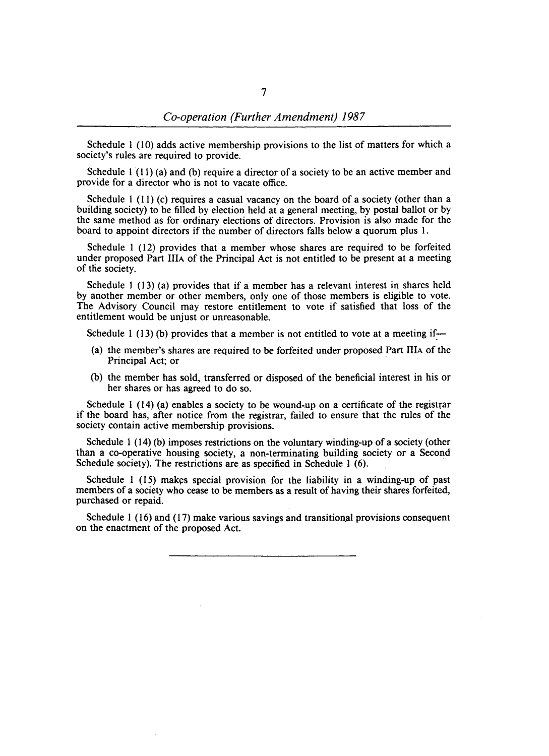Schedule 1 (10) adds active membership provisions to the list of matters for which a society's rules are required to provide.

Schedule 1 (11) (a) and (b) require a director of a society to be an active member and provide for a director who is not to vacate office.

Schedule 1 (11) (c) requires a casual vacancy on the board of a society (other than a building society) to be filled by election held at a general meeting, by postal ballot or by the same method as for ordinary elections of directors. Provision is also made for the board to appoint directors if the number of directors falls below a quorum plus 1.

Schedule 1 (12) provides that a member whose shares are required to be forfeited under proposed Part IIIA of the Principal Act is not entitled to be present at a meeting of the society.

Schedule 1 (13) (a) provides that if a member has a relevant interest in shares held by another member or other members, only one of those members is eligible to vote. The Advisory Council may restore entitlement to vote if satisfied that loss of the entitlement would be unjust or unreasonable.

Schedule 1 (13) (b) provides that a member is not entitled to vote at a meeting if—

(a) the member's shares are required to be forfeited under proposed Part IIIA of the Principal Act; or

(b) the member has sold, transferred or disposed of the beneficial interest in his or her shares or has agreed to do so.

Schedule 1 (14) (a) enables a society to be wound-up on a certificate of the registrar if the board has, after notice from the registrar, failed to ensure that the rules of the society contain active membership provisions.

Schedule 1 (14) (b) imposes restrictions on the voluntary winding-up of a society (other than a co-operative housing society, a non-terminating building society or a Second Schedule society). The restrictions are as specified in Schedule 1 (6).

Schedule 1 (15) makes special provision for the liability in a winding-up of past members of a society who cease to be members as a result of having their shares forfeited, purchased or repaid.

Schedule 1 (16) and (17) make various savings and transitional provisions consequent on the enactment of the proposed Act.